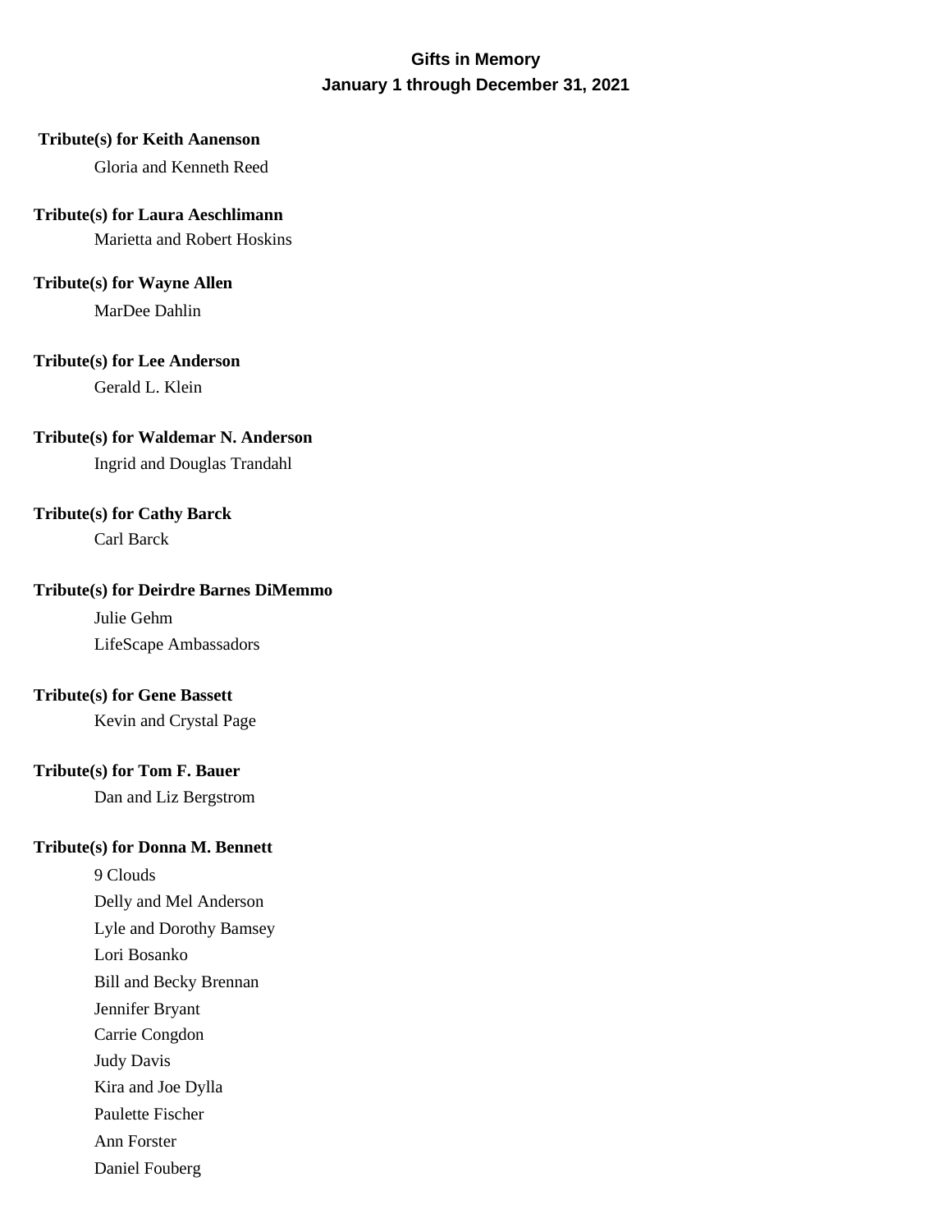# Gifts in Memory
## January 1 through December 31, 2021

**Tribute(s) for Keith Aanenson**

Gloria and Kenneth Reed

**Tribute(s) for Laura Aeschlimann**

Marietta and Robert Hoskins

**Tribute(s) for Wayne Allen**

MarDee Dahlin

**Tribute(s) for Lee Anderson**

Gerald L. Klein

**Tribute(s) for Waldemar N. Anderson**

Ingrid and Douglas Trandahl

**Tribute(s) for Cathy Barck**

Carl Barck

**Tribute(s) for Deirdre Barnes DiMemmo**

Julie Gehm

LifeScape Ambassadors

**Tribute(s) for Gene Bassett**

Kevin and Crystal Page

**Tribute(s) for Tom F. Bauer**

Dan and Liz Bergstrom

**Tribute(s) for Donna M. Bennett**

9 Clouds

Delly and Mel Anderson

Lyle and Dorothy Bamsey

Lori Bosanko

Bill and Becky Brennan

Jennifer Bryant

Carrie Congdon

Judy Davis

Kira and Joe Dylla

Paulette Fischer

Ann Forster

Daniel Fouberg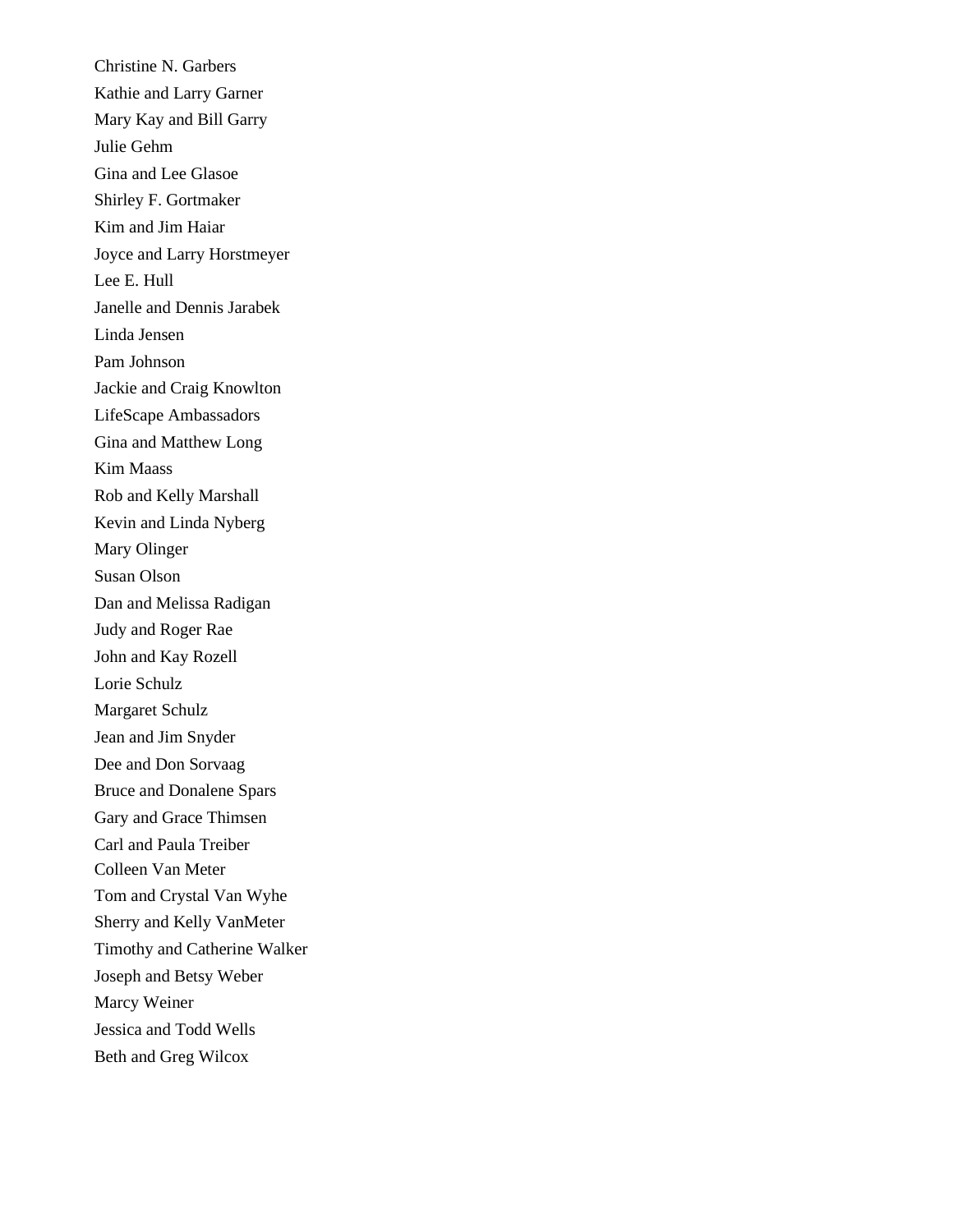Christine N. Garbers

Kathie and Larry Garner

Mary Kay and Bill Garry

Julie Gehm

Gina and Lee Glasoe

Shirley F. Gortmaker

Kim and Jim Haiar

Joyce and Larry Horstmeyer

Lee E. Hull

Janelle and Dennis Jarabek

Linda Jensen

Pam Johnson

Jackie and Craig Knowlton

LifeScape Ambassadors

Gina and Matthew Long

Kim Maass

Rob and Kelly Marshall

Kevin and Linda Nyberg

Mary Olinger

Susan Olson

Dan and Melissa Radigan

Judy and Roger Rae

John and Kay Rozell

Lorie Schulz

Margaret Schulz

Jean and Jim Snyder

Dee and Don Sorvaag

Bruce and Donalene Spars

Gary and Grace Thimsen

Carl and Paula Treiber

Colleen Van Meter

Tom and Crystal Van Wyhe

Sherry and Kelly VanMeter

Timothy and Catherine Walker

Joseph and Betsy Weber

Marcy Weiner

Jessica and Todd Wells

Beth and Greg Wilcox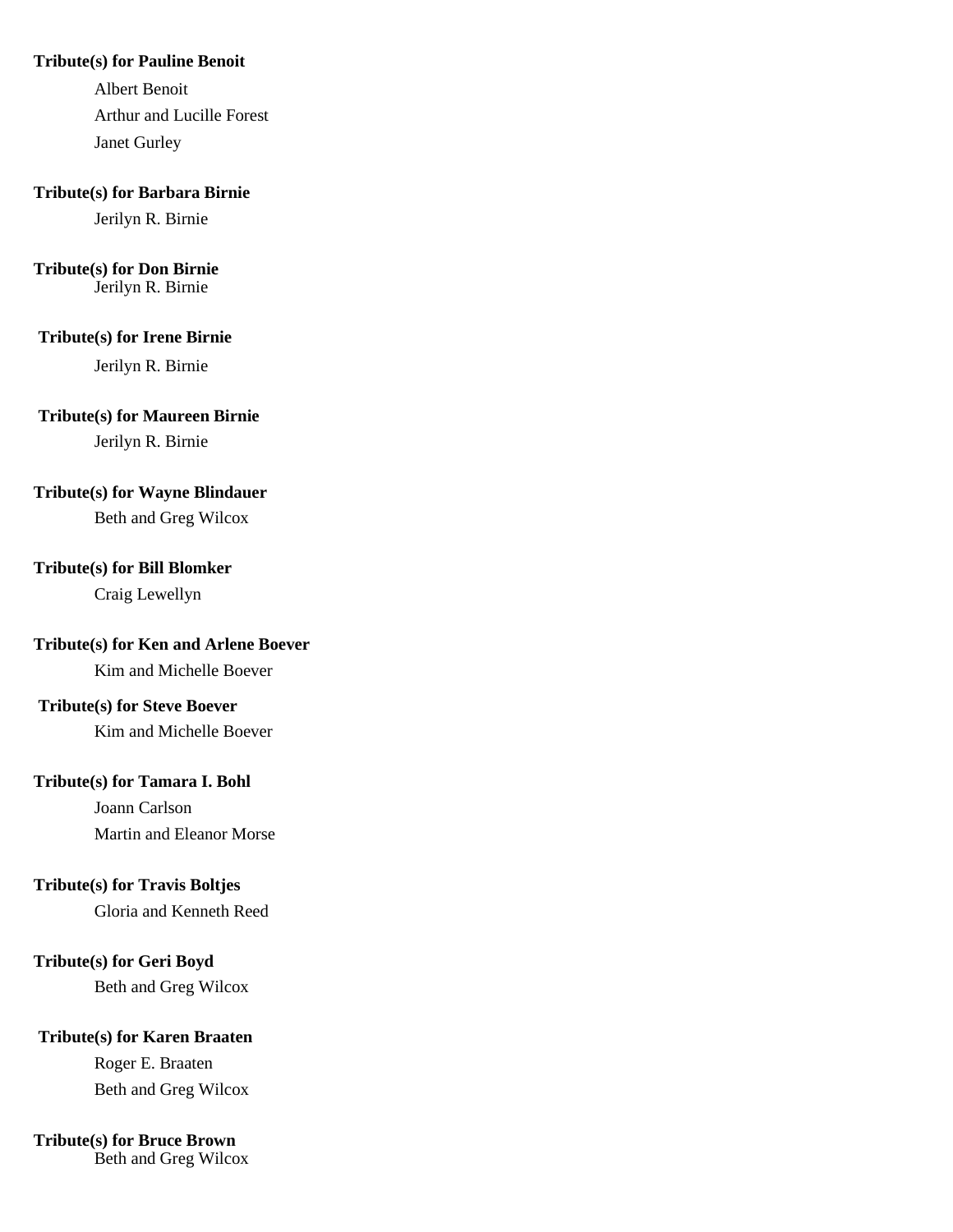**Tribute(s) for Pauline Benoit**

Albert Benoit

Arthur and Lucille Forest

Janet Gurley

**Tribute(s) for Barbara Birnie**

Jerilyn R. Birnie

**Tribute(s) for Don Birnie**

Jerilyn R. Birnie

**Tribute(s) for Irene Birnie**

Jerilyn R. Birnie

**Tribute(s) for Maureen Birnie**

Jerilyn R. Birnie

**Tribute(s) for Wayne Blindauer**

Beth and Greg Wilcox

**Tribute(s) for Bill Blomker**

Craig Lewellyn

**Tribute(s) for Ken and Arlene Boever**

Kim and Michelle Boever

**Tribute(s) for Steve Boever**

Kim and Michelle Boever

**Tribute(s) for Tamara I. Bohl**

Joann Carlson

Martin and Eleanor Morse

**Tribute(s) for Travis Boltjes**

Gloria and Kenneth Reed

**Tribute(s) for Geri Boyd**

Beth and Greg Wilcox

**Tribute(s) for Karen Braaten**

Roger E. Braaten

Beth and Greg Wilcox

**Tribute(s) for Bruce Brown**

Beth and Greg Wilcox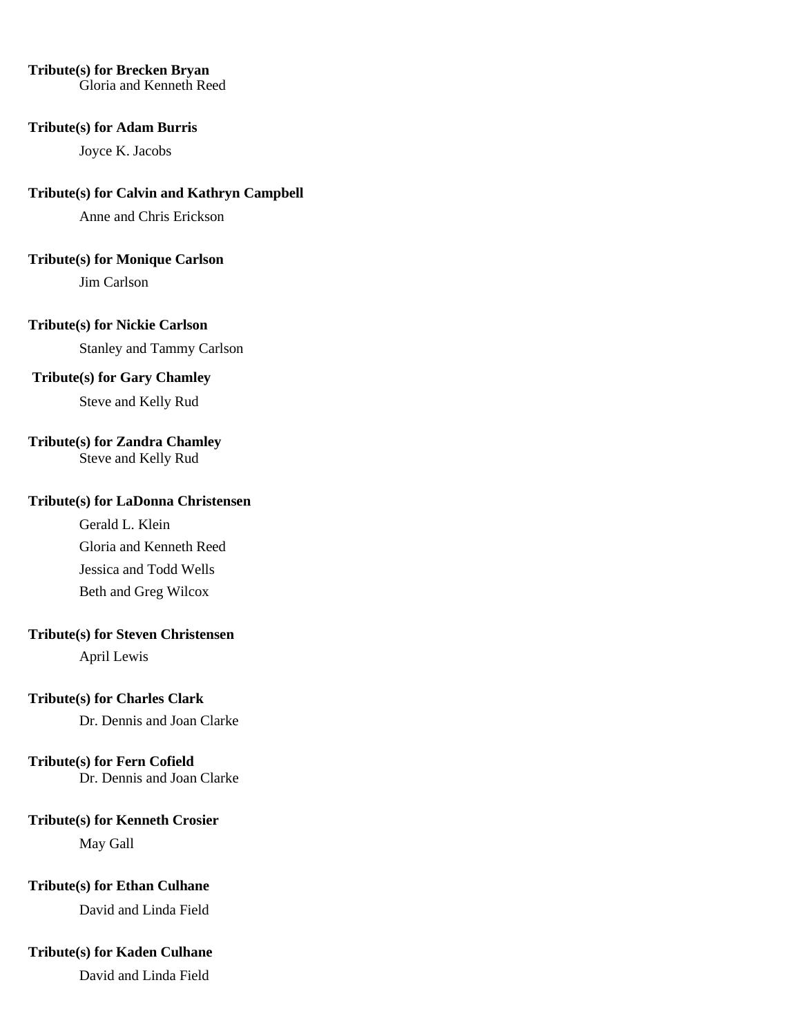**Tribute(s) for Brecken Bryan**

Gloria and Kenneth Reed

**Tribute(s) for Adam Burris**

Joyce K. Jacobs

**Tribute(s) for Calvin and Kathryn Campbell**

Anne and Chris Erickson

**Tribute(s) for Monique Carlson**

Jim Carlson

**Tribute(s) for Nickie Carlson**

Stanley and Tammy Carlson

**Tribute(s) for Gary Chamley**

Steve and Kelly Rud

**Tribute(s) for Zandra Chamley**

Steve and Kelly Rud

**Tribute(s) for LaDonna Christensen**

Gerald L. Klein

Gloria and Kenneth Reed

Jessica and Todd Wells

Beth and Greg Wilcox

**Tribute(s) for Steven Christensen**

April Lewis

**Tribute(s) for Charles Clark**

Dr. Dennis and Joan Clarke

**Tribute(s) for Fern Cofield**

Dr. Dennis and Joan Clarke

**Tribute(s) for Kenneth Crosier**

May Gall

**Tribute(s) for Ethan Culhane**

David and Linda Field

**Tribute(s) for Kaden Culhane**

David and Linda Field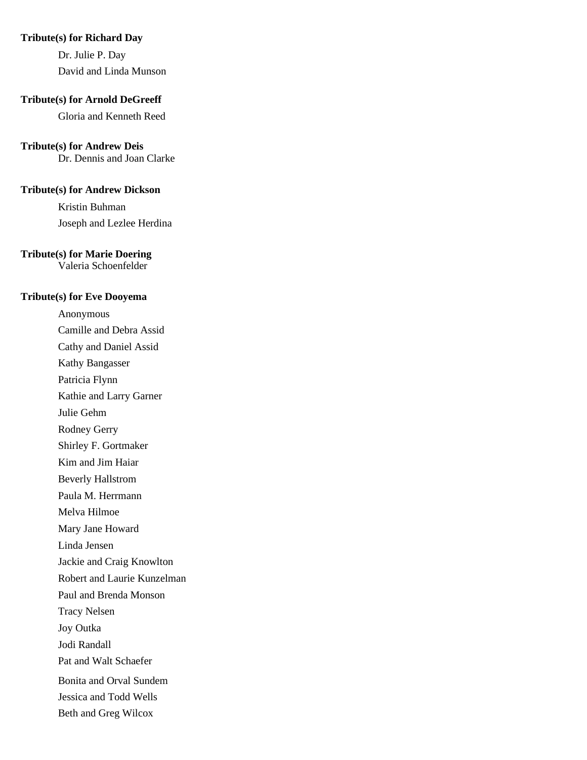**Tribute(s) for Richard Day**

Dr. Julie P. Day
David and Linda Munson

**Tribute(s) for Arnold DeGreeff**

Gloria and Kenneth Reed

**Tribute(s) for Andrew Deis**

Dr. Dennis and Joan Clarke

**Tribute(s) for Andrew Dickson**

Kristin Buhman
Joseph and Lezlee Herdina

**Tribute(s) for Marie Doering**

Valeria Schoenfelder

**Tribute(s) for Eve Dooyema**

Anonymous
Camille and Debra Assid
Cathy and Daniel Assid
Kathy Bangasser
Patricia Flynn
Kathie and Larry Garner
Julie Gehm
Rodney Gerry
Shirley F. Gortmaker
Kim and Jim Haiar
Beverly Hallstrom
Paula M. Herrmann
Melva Hilmoe
Mary Jane Howard
Linda Jensen
Jackie and Craig Knowlton
Robert and Laurie Kunzelman
Paul and Brenda Monson
Tracy Nelsen
Joy Outka
Jodi Randall
Pat and Walt Schaefer
Bonita and Orval Sundem
Jessica and Todd Wells
Beth and Greg Wilcox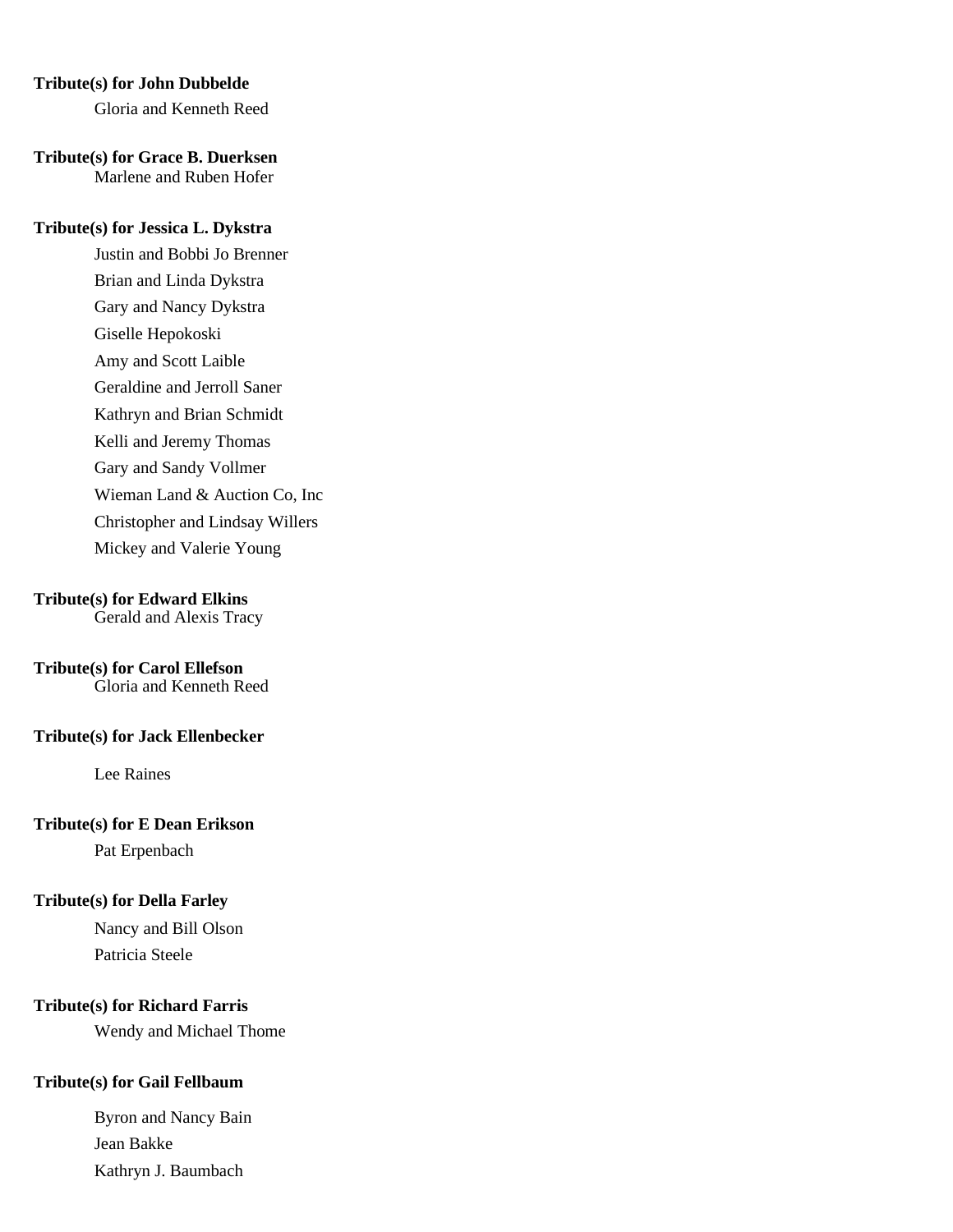**Tribute(s) for John Dubbelde**

Gloria and Kenneth Reed

**Tribute(s) for Grace B. Duerksen**

Marlene and Ruben Hofer

**Tribute(s) for Jessica L. Dykstra**

Justin and Bobbi Jo Brenner
Brian and Linda Dykstra
Gary and Nancy Dykstra
Giselle Hepokoski
Amy and Scott Laible
Geraldine and Jerroll Saner
Kathryn and Brian Schmidt
Kelli and Jeremy Thomas
Gary and Sandy Vollmer
Wieman Land & Auction Co, Inc
Christopher and Lindsay Willers
Mickey and Valerie Young

**Tribute(s) for Edward Elkins**

Gerald and Alexis Tracy

**Tribute(s) for Carol Ellefson**

Gloria and Kenneth Reed

**Tribute(s) for Jack Ellenbecker**

Lee Raines

**Tribute(s) for E Dean Erikson**

Pat Erpenbach

**Tribute(s) for Della Farley**

Nancy and Bill Olson
Patricia Steele

**Tribute(s) for Richard Farris**

Wendy and Michael Thome

**Tribute(s) for Gail Fellbaum**

Byron and Nancy Bain
Jean Bakke
Kathryn J. Baumbach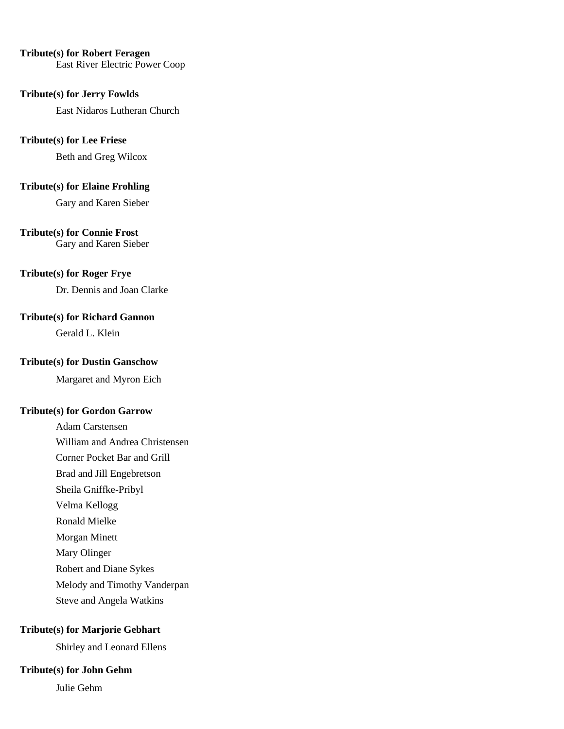**Tribute(s) for Robert Feragen**

East River Electric Power Coop

**Tribute(s) for Jerry Fowlds**

East Nidaros Lutheran Church

**Tribute(s) for Lee Friese**

Beth and Greg Wilcox

**Tribute(s) for Elaine Frohling**

Gary and Karen Sieber

**Tribute(s) for Connie Frost**

Gary and Karen Sieber

**Tribute(s) for Roger Frye**

Dr. Dennis and Joan Clarke

**Tribute(s) for Richard Gannon**

Gerald L. Klein

**Tribute(s) for Dustin Ganschow**

Margaret and Myron Eich

**Tribute(s) for Gordon Garrow**

Adam Carstensen

William and Andrea Christensen

Corner Pocket Bar and Grill

Brad and Jill Engebretson

Sheila Gniffke-Pribyl

Velma Kellogg

Ronald Mielke

Morgan Minett

Mary Olinger

Robert and Diane Sykes

Melody and Timothy Vanderpan

Steve and Angela Watkins

**Tribute(s) for Marjorie Gebhart**

Shirley and Leonard Ellens

**Tribute(s) for John Gehm**

Julie Gehm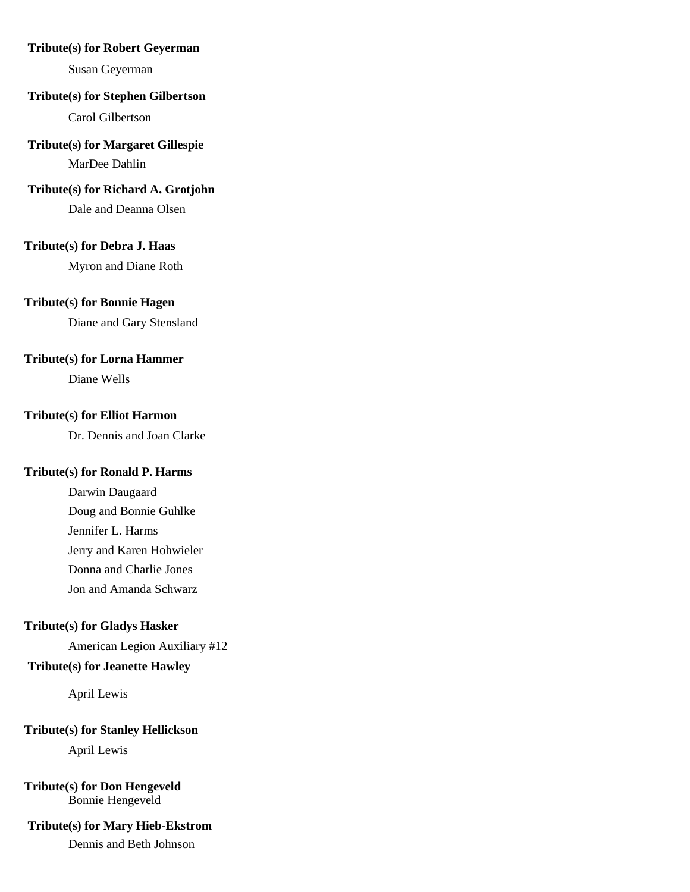**Tribute(s) for Robert Geyerman**

Susan Geyerman

**Tribute(s) for Stephen Gilbertson**

Carol Gilbertson

**Tribute(s) for Margaret Gillespie**

MarDee Dahlin

**Tribute(s) for Richard A. Grotjohn**

Dale and Deanna Olsen

**Tribute(s) for Debra J. Haas**

Myron and Diane Roth

**Tribute(s) for Bonnie Hagen**

Diane and Gary Stensland

**Tribute(s) for Lorna Hammer**

Diane Wells

**Tribute(s) for Elliot Harmon**

Dr. Dennis and Joan Clarke

**Tribute(s) for Ronald P. Harms**

Darwin Daugaard

Doug and Bonnie Guhlke

Jennifer L. Harms

Jerry and Karen Hohwieler

Donna and Charlie Jones

Jon and Amanda Schwarz

**Tribute(s) for Gladys Hasker**

American Legion Auxiliary #12

**Tribute(s) for Jeanette Hawley**

April Lewis

**Tribute(s) for Stanley Hellickson**

April Lewis

**Tribute(s) for Don Hengeveld**

Bonnie Hengeveld

**Tribute(s) for Mary Hieb-Ekstrom**

Dennis and Beth Johnson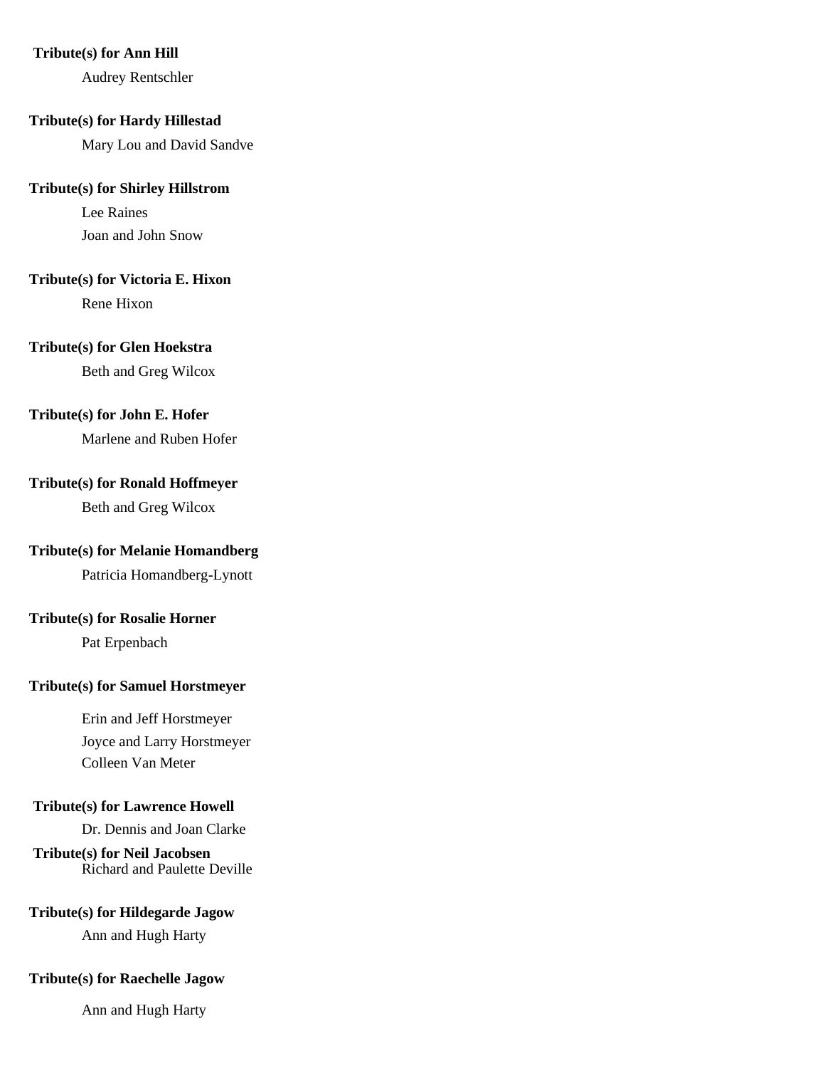**Tribute(s) for Ann Hill**

Audrey Rentschler

**Tribute(s) for Hardy Hillestad**

Mary Lou and David Sandve

**Tribute(s) for Shirley Hillstrom**

Lee Raines
Joan and John Snow

**Tribute(s) for Victoria E. Hixon**

Rene Hixon

**Tribute(s) for Glen Hoekstra**

Beth and Greg Wilcox

**Tribute(s) for John E. Hofer**

Marlene and Ruben Hofer

**Tribute(s) for Ronald Hoffmeyer**

Beth and Greg Wilcox

**Tribute(s) for Melanie Homandberg**

Patricia Homandberg-Lynott

**Tribute(s) for Rosalie Horner**

Pat Erpenbach

**Tribute(s) for Samuel Horstmeyer**

Erin and Jeff Horstmeyer
Joyce and Larry Horstmeyer
Colleen Van Meter

**Tribute(s) for Lawrence Howell**

Dr. Dennis and Joan Clarke

**Tribute(s) for Neil Jacobsen**

Richard and Paulette Deville

**Tribute(s) for Hildegarde Jagow**

Ann and Hugh Harty

**Tribute(s) for Raechelle Jagow**

Ann and Hugh Harty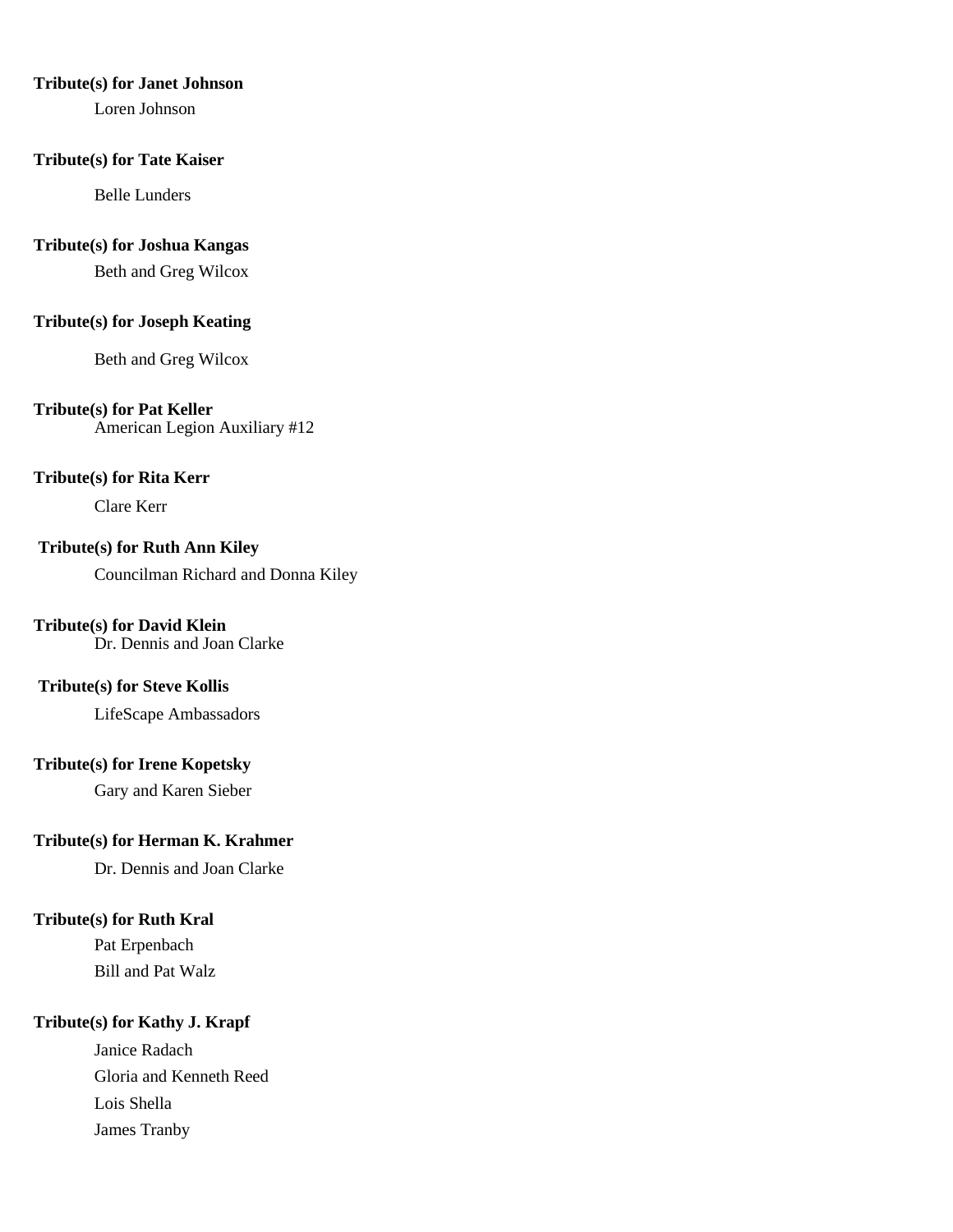**Tribute(s) for Janet Johnson**

Loren Johnson

**Tribute(s) for Tate Kaiser**

Belle Lunders

**Tribute(s) for Joshua Kangas**

Beth and Greg Wilcox

**Tribute(s) for Joseph Keating**

Beth and Greg Wilcox

**Tribute(s) for Pat Keller**

American Legion Auxiliary #12

**Tribute(s) for Rita Kerr**

Clare Kerr

**Tribute(s) for Ruth Ann Kiley**

Councilman Richard and Donna Kiley

**Tribute(s) for David Klein**

Dr. Dennis and Joan Clarke

**Tribute(s) for Steve Kollis**

LifeScape Ambassadors

**Tribute(s) for Irene Kopetsky**

Gary and Karen Sieber

**Tribute(s) for Herman K. Krahmer**

Dr. Dennis and Joan Clarke

**Tribute(s) for Ruth Kral**

Pat Erpenbach

Bill and Pat Walz

**Tribute(s) for Kathy J. Krapf**

Janice Radach

Gloria and Kenneth Reed

Lois Shella

James Tranby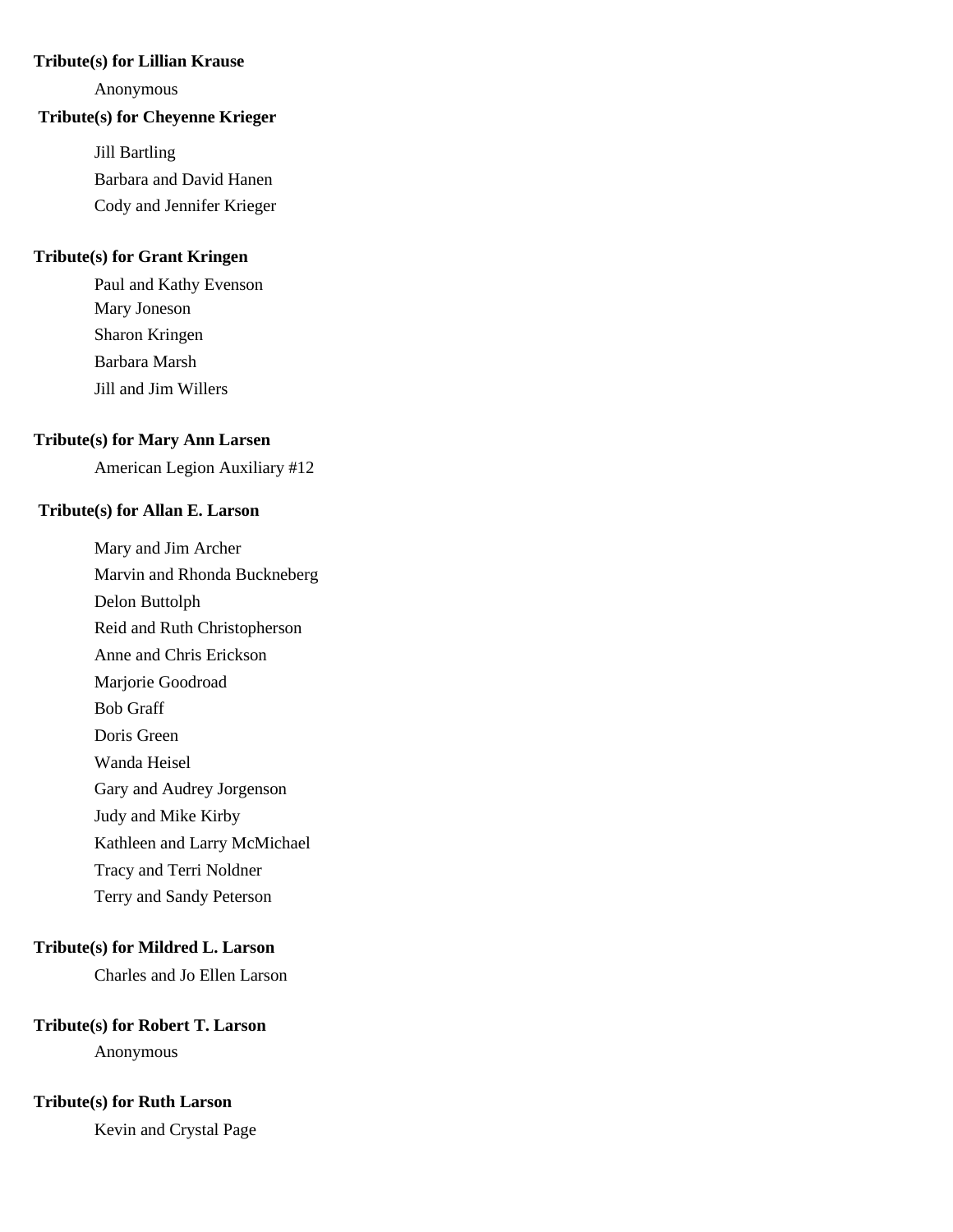**Tribute(s) for Lillian Krause**

Anonymous

**Tribute(s) for Cheyenne Krieger**

Jill Bartling
Barbara and David Hanen
Cody and Jennifer Krieger

**Tribute(s) for Grant Kringen**

Paul and Kathy Evenson
Mary Joneson
Sharon Kringen
Barbara Marsh
Jill and Jim Willers

**Tribute(s) for Mary Ann Larsen**

American Legion Auxiliary #12

**Tribute(s) for Allan E. Larson**

Mary and Jim Archer
Marvin and Rhonda Buckneberg
Delon Buttolph
Reid and Ruth Christopherson
Anne and Chris Erickson
Marjorie Goodroad
Bob Graff
Doris Green
Wanda Heisel
Gary and Audrey Jorgenson
Judy and Mike Kirby
Kathleen and Larry McMichael
Tracy and Terri Noldner
Terry and Sandy Peterson

**Tribute(s) for Mildred L. Larson**

Charles and Jo Ellen Larson

**Tribute(s) for Robert T. Larson**

Anonymous

**Tribute(s) for Ruth Larson**

Kevin and Crystal Page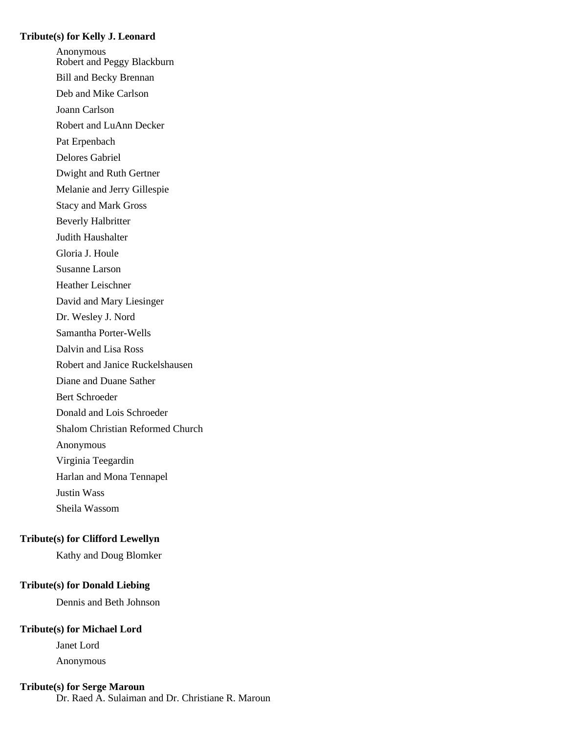**Tribute(s) for Kelly J. Leonard**

Anonymous
Robert and Peggy Blackburn
Bill and Becky Brennan
Deb and Mike Carlson
Joann Carlson
Robert and LuAnn Decker
Pat Erpenbach
Delores Gabriel
Dwight and Ruth Gertner
Melanie and Jerry Gillespie
Stacy and Mark Gross
Beverly Halbritter
Judith Haushalter
Gloria J. Houle
Susanne Larson
Heather Leischner
David and Mary Liesinger
Dr. Wesley J. Nord
Samantha Porter-Wells
Dalvin and Lisa Ross
Robert and Janice Ruckelshausen
Diane and Duane Sather
Bert Schroeder
Donald and Lois Schroeder
Shalom Christian Reformed Church
Anonymous
Virginia Teegardin
Harlan and Mona Tennapel
Justin Wass
Sheila Wassom

**Tribute(s) for Clifford Lewellyn**

Kathy and Doug Blomker

**Tribute(s) for Donald Liebing**

Dennis and Beth Johnson

**Tribute(s) for Michael Lord**

Janet Lord
Anonymous

**Tribute(s) for Serge Maroun**

Dr. Raed A. Sulaiman and Dr. Christiane R. Maroun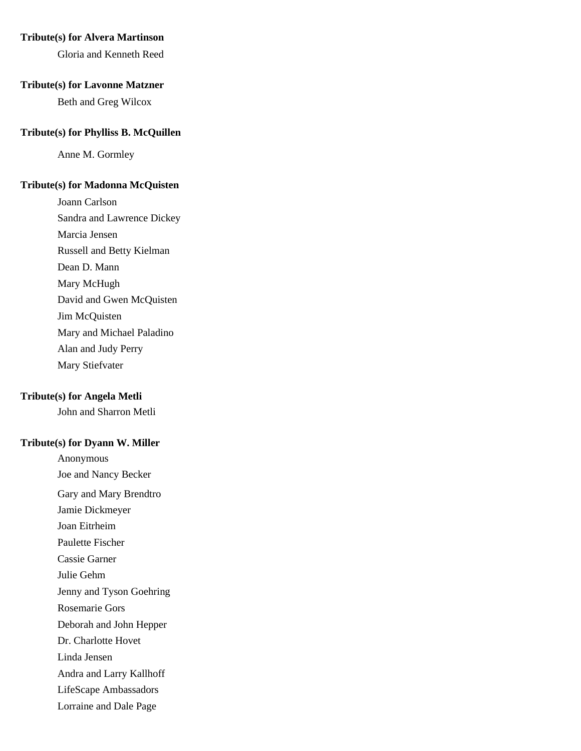**Tribute(s) for Alvera Martinson**

Gloria and Kenneth Reed

**Tribute(s) for Lavonne Matzner**

Beth and Greg Wilcox

**Tribute(s) for Phylliss B. McQuillen**

Anne M. Gormley

**Tribute(s) for Madonna McQuisten**

Joann Carlson
Sandra and Lawrence Dickey
Marcia Jensen
Russell and Betty Kielman
Dean D. Mann
Mary McHugh
David and Gwen McQuisten
Jim McQuisten
Mary and Michael Paladino
Alan and Judy Perry
Mary Stiefvater

**Tribute(s) for Angela Metli**

John and Sharron Metli

**Tribute(s) for Dyann W. Miller**

Anonymous
Joe and Nancy Becker
Gary and Mary Brendtro
Jamie Dickmeyer
Joan Eitrheim
Paulette Fischer
Cassie Garner
Julie Gehm
Jenny and Tyson Goehring
Rosemarie Gors
Deborah and John Hepper
Dr. Charlotte Hovet
Linda Jensen
Andra and Larry Kallhoff
LifeScape Ambassadors
Lorraine and Dale Page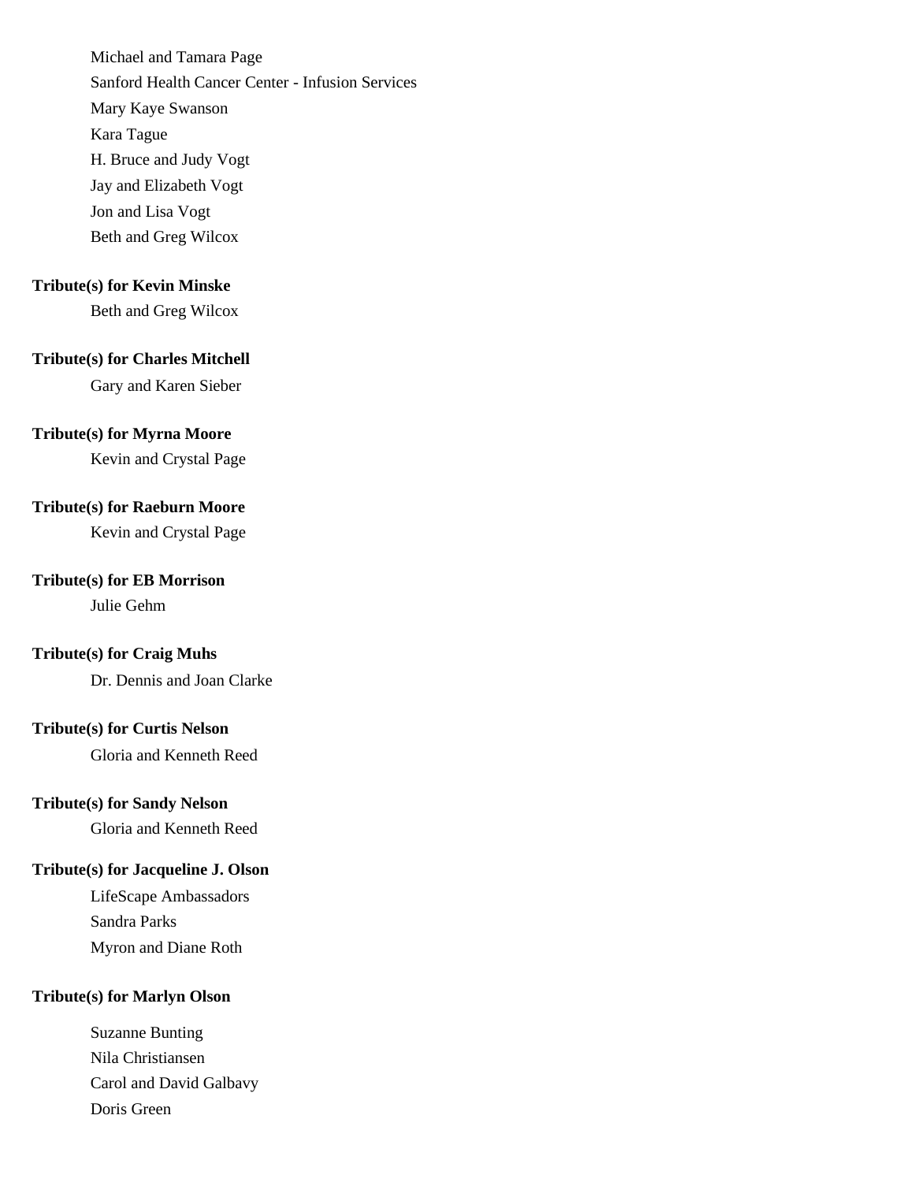Michael and Tamara Page
Sanford Health Cancer Center - Infusion Services
Mary Kaye Swanson
Kara Tague
H. Bruce and Judy Vogt
Jay and Elizabeth Vogt
Jon and Lisa Vogt
Beth and Greg Wilcox

**Tribute(s) for Kevin Minske**

Beth and Greg Wilcox

**Tribute(s) for Charles Mitchell**

Gary and Karen Sieber

**Tribute(s) for Myrna Moore**

Kevin and Crystal Page

**Tribute(s) for Raeburn Moore**

Kevin and Crystal Page

**Tribute(s) for EB Morrison**

Julie Gehm

**Tribute(s) for Craig Muhs**

Dr. Dennis and Joan Clarke

**Tribute(s) for Curtis Nelson**

Gloria and Kenneth Reed

**Tribute(s) for Sandy Nelson**

Gloria and Kenneth Reed

**Tribute(s) for Jacqueline J. Olson**

LifeScape Ambassadors
Sandra Parks
Myron and Diane Roth

**Tribute(s) for Marlyn Olson**

Suzanne Bunting
Nila Christiansen
Carol and David Galbavy
Doris Green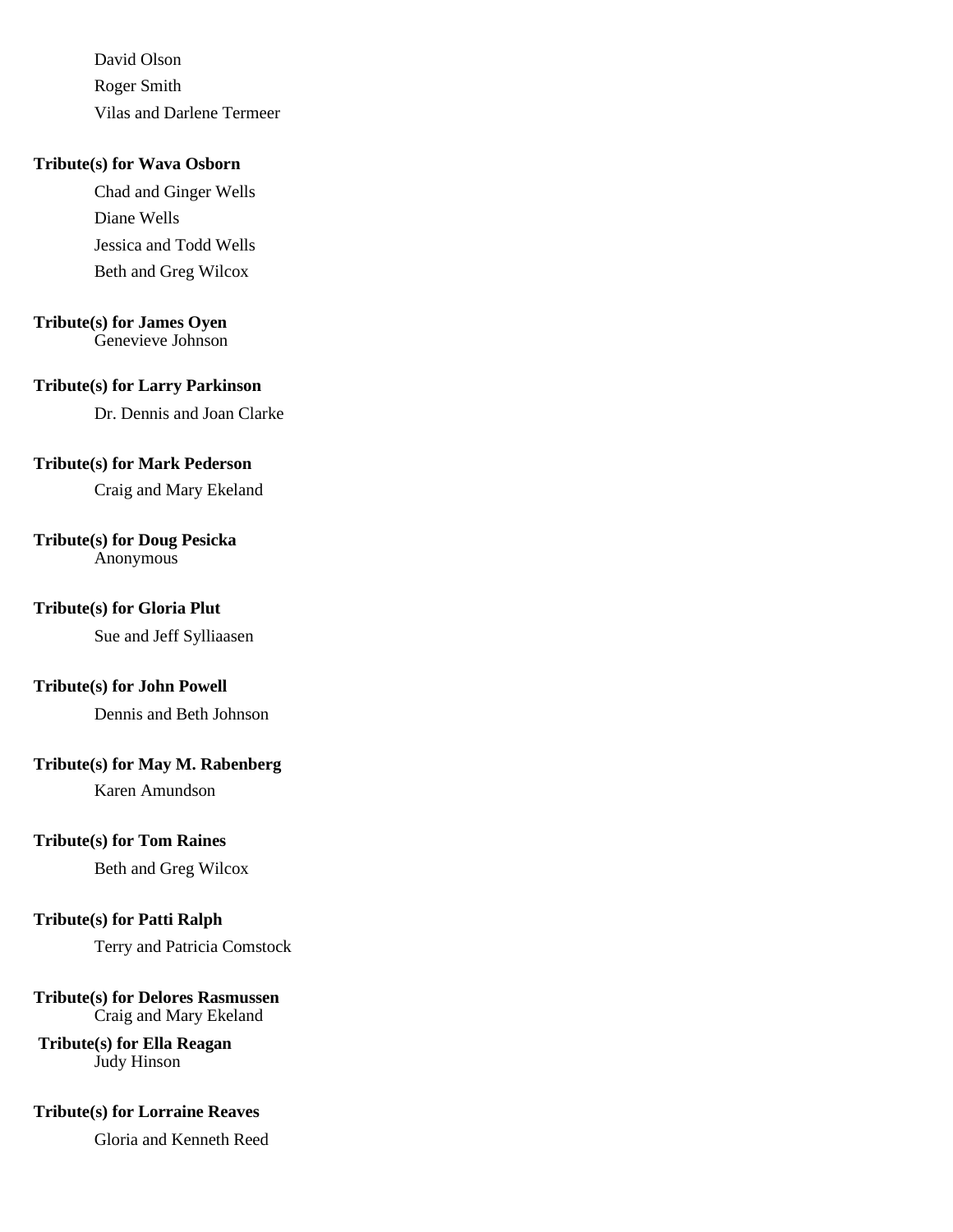David Olson
Roger Smith
Vilas and Darlene Termeer

**Tribute(s) for Wava Osborn**

Chad and Ginger Wells
Diane Wells
Jessica and Todd Wells
Beth and Greg Wilcox

**Tribute(s) for James Oyen**

Genevieve Johnson

**Tribute(s) for Larry Parkinson**

Dr. Dennis and Joan Clarke

**Tribute(s) for Mark Pederson**

Craig and Mary Ekeland

**Tribute(s) for Doug Pesicka**

Anonymous

**Tribute(s) for Gloria Plut**

Sue and Jeff Sylliaasen

**Tribute(s) for John Powell**

Dennis and Beth Johnson

**Tribute(s) for May M. Rabenberg**

Karen Amundson

**Tribute(s) for Tom Raines**

Beth and Greg Wilcox

**Tribute(s) for Patti Ralph**

Terry and Patricia Comstock

**Tribute(s) for Delores Rasmussen**

Craig and Mary Ekeland

**Tribute(s) for Ella Reagan**

Judy Hinson

**Tribute(s) for Lorraine Reaves**

Gloria and Kenneth Reed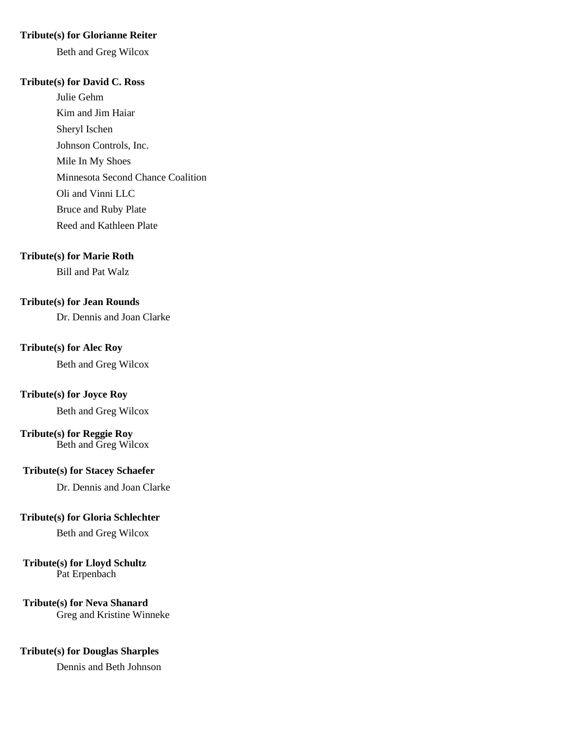**Tribute(s) for Glorianne Reiter**

Beth and Greg Wilcox

**Tribute(s) for David C. Ross**

Julie Gehm

Kim and Jim Haiar

Sheryl Ischen

Johnson Controls, Inc.

Mile In My Shoes

Minnesota Second Chance Coalition

Oli and Vinni LLC

Bruce and Ruby Plate

Reed and Kathleen Plate

**Tribute(s) for Marie Roth**

Bill and Pat Walz

**Tribute(s) for Jean Rounds**

Dr. Dennis and Joan Clarke

**Tribute(s) for Alec Roy**

Beth and Greg Wilcox

**Tribute(s) for Joyce Roy**

Beth and Greg Wilcox

**Tribute(s) for Reggie Roy**

Beth and Greg Wilcox

**Tribute(s) for Stacey Schaefer**

Dr. Dennis and Joan Clarke

**Tribute(s) for Gloria Schlechter**

Beth and Greg Wilcox

**Tribute(s) for Lloyd Schultz**

Pat Erpenbach

**Tribute(s) for Neva Shanard**

Greg and Kristine Winneke

**Tribute(s) for Douglas Sharples**

Dennis and Beth Johnson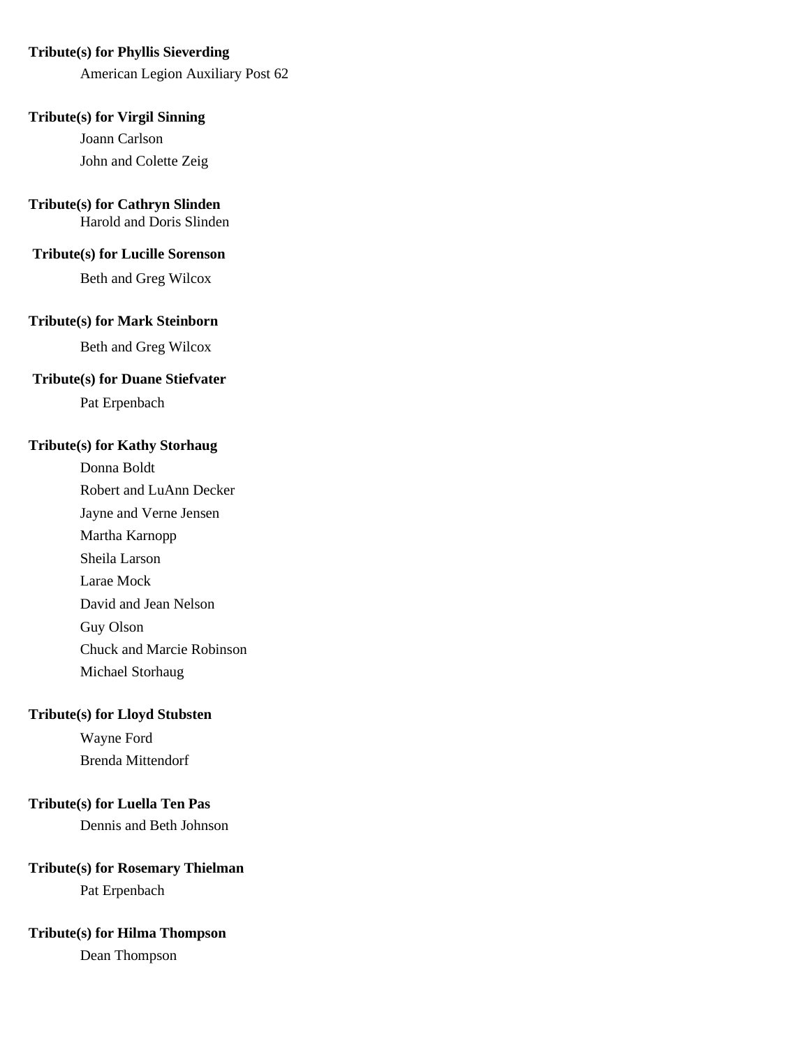**Tribute(s) for Phyllis Sieverding**

American Legion Auxiliary Post 62

**Tribute(s) for Virgil Sinning**

Joann Carlson

John and Colette Zeig

**Tribute(s) for Cathryn Slinden**

Harold and Doris Slinden

**Tribute(s) for Lucille Sorenson**

Beth and Greg Wilcox

**Tribute(s) for Mark Steinborn**

Beth and Greg Wilcox

**Tribute(s) for Duane Stiefvater**

Pat Erpenbach

**Tribute(s) for Kathy Storhaug**

Donna Boldt

Robert and LuAnn Decker

Jayne and Verne Jensen

Martha Karnopp

Sheila Larson

Larae Mock

David and Jean Nelson

Guy Olson

Chuck and Marcie Robinson

Michael Storhaug

**Tribute(s) for Lloyd Stubsten**

Wayne Ford

Brenda Mittendorf

**Tribute(s) for Luella Ten Pas**

Dennis and Beth Johnson

**Tribute(s) for Rosemary Thielman**

Pat Erpenbach

**Tribute(s) for Hilma Thompson**

Dean Thompson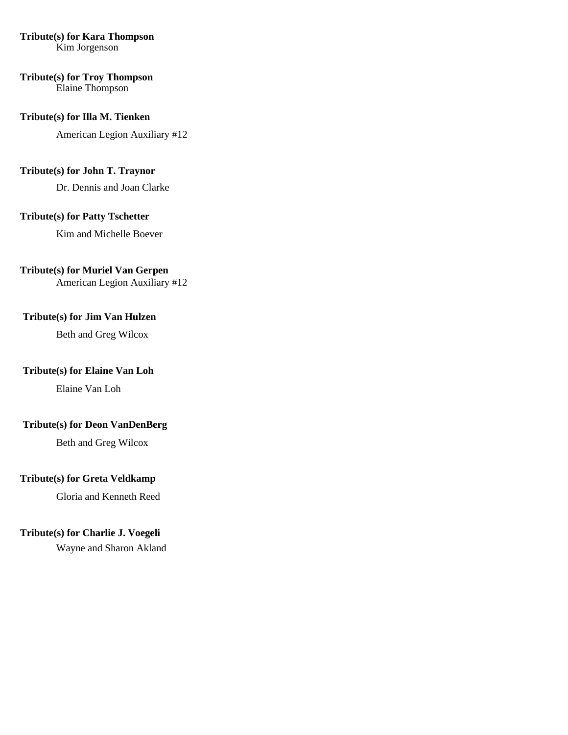**Tribute(s) for Kara Thompson**
Kim Jorgenson

**Tribute(s) for Troy Thompson**
Elaine Thompson

**Tribute(s) for Illa M. Tienken**

American Legion Auxiliary #12

**Tribute(s) for John T. Traynor**

Dr. Dennis and Joan Clarke

**Tribute(s) for Patty Tschetter**

Kim and Michelle Boever

**Tribute(s) for Muriel Van Gerpen**
American Legion Auxiliary #12

**Tribute(s) for Jim Van Hulzen**

Beth and Greg Wilcox

**Tribute(s) for Elaine Van Loh**

Elaine Van Loh

**Tribute(s) for Deon VanDenBerg**

Beth and Greg Wilcox

**Tribute(s) for Greta Veldkamp**

Gloria and Kenneth Reed

**Tribute(s) for Charlie J. Voegeli**

Wayne and Sharon Akland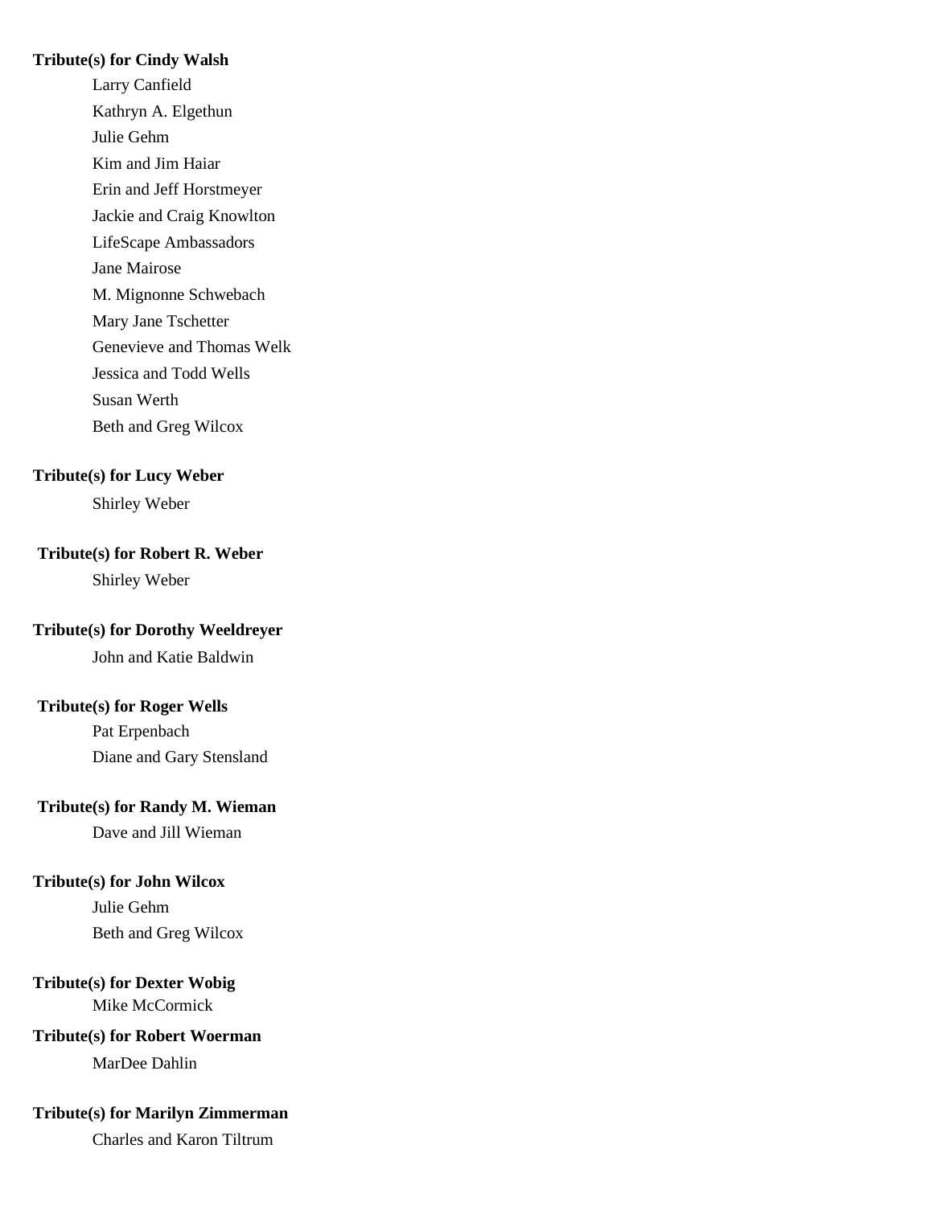**Tribute(s) for Cindy Walsh**

Larry Canfield
Kathryn A. Elgethun
Julie Gehm
Kim and Jim Haiar
Erin and Jeff Horstmeyer
Jackie and Craig Knowlton
LifeScape Ambassadors
Jane Mairose
M. Mignonne Schwebach
Mary Jane Tschetter
Genevieve and Thomas Welk
Jessica and Todd Wells
Susan Werth
Beth and Greg Wilcox

**Tribute(s) for Lucy Weber**

Shirley Weber

**Tribute(s) for Robert R. Weber**

Shirley Weber

**Tribute(s) for Dorothy Weeldreyer**

John and Katie Baldwin

**Tribute(s) for Roger Wells**

Pat Erpenbach
Diane and Gary Stensland

**Tribute(s) for Randy M. Wieman**

Dave and Jill Wieman

**Tribute(s) for John Wilcox**

Julie Gehm
Beth and Greg Wilcox

**Tribute(s) for Dexter Wobig**

Mike McCormick

**Tribute(s) for Robert Woerman**

MarDee Dahlin

**Tribute(s) for Marilyn Zimmerman**

Charles and Karon Tiltrum